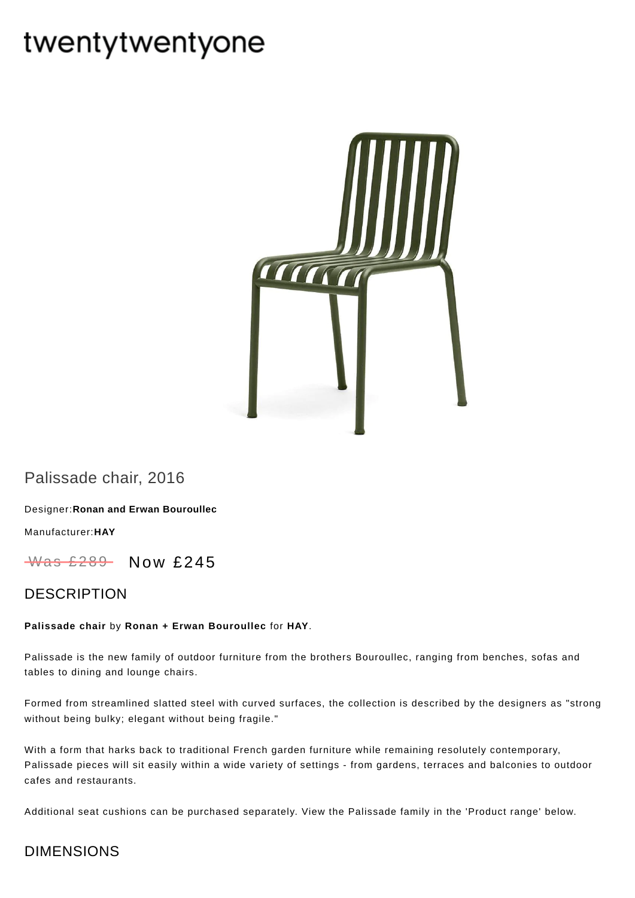# twentytwentyone

## Palissade chair, 2016

Designer:**Ronan and Erwan Bouroullec**

Manufacturer:**HAY**

~~Was £289~~ Now £245

## DESCRIPTION

**Palissade chair** by **Ronan + Erwan Bouroullec** for **HAY**.

Palissade is the new family of outdoor furniture from the brothers Bouroullec, ranging from benches, sofas and tables to dining and lounge chairs.

Formed from streamlined slatted steel with curved surfaces, the collection is described by the designers as "strong without being bulky; elegant without being fragile."

With a form that harks back to traditional French garden furniture while remaining resolutely contemporary, Palissade pieces will sit easily within a wide variety of settings - from gardens, terraces and balconies to outdoor cafes and restaurants.

Additional seat cushions can be purchased separately. View the Palissade family in the 'Product range' below.

## DIMENSIONS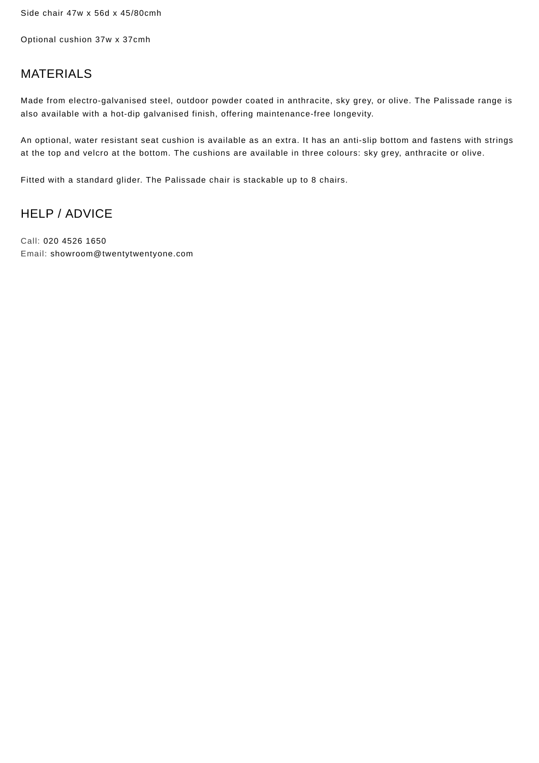Side chair 47w x 56d x 45/80cmh

Optional cushion 37w x 37cmh

## MATERIALS

Made from electro-galvanised steel, outdoor powder coated in anthracite, sky grey, or olive. The Palissade range is also available with a hot-dip galvanised finish, offering maintenance-free longevity.

An optional, water resistant seat cushion is available as an extra. It has an anti-slip bottom and fastens with strings at the top and velcro at the bottom. The cushions are available in three colours: sky grey, anthracite or olive.

Fitted with a standard glider. The Palissade chair is stackable up to 8 chairs.

## HELP / ADVICE

Call: 020 4526 1650
Email: showroom@twentytwentyone.com